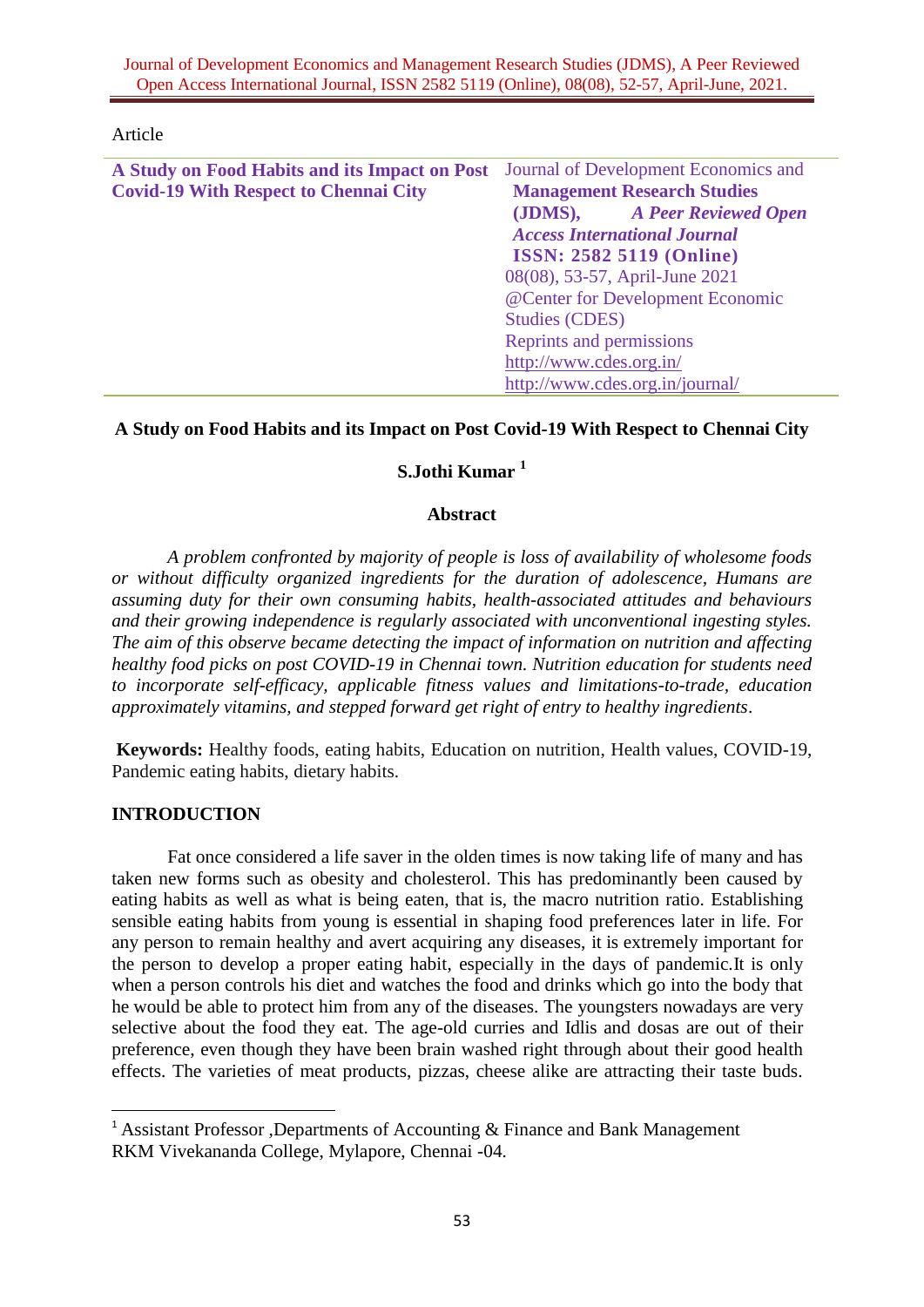Article

**A Study on Food Habits and its Impact on Post Covid-19 With Respect to Chennai City**

Journal of Development Economics and **Management Research Studies (JDMS),** ***A Peer Reviewed Open Access International Journal*** **ISSN: 2582 5119 (Online)**
08(08), 53-57, April-June 2021
@Center for Development Economic Studies (CDES)
Reprints and permissions
http://www.cdes.org.in/
http://www.cdes.org.in/journal/

# A Study on Food Habits and its Impact on Post Covid-19 With Respect to Chennai City

**S.Jothi Kumar [1]**

## Abstract

*A problem confronted by majority of people is loss of availability of wholesome foods or without difficulty organized ingredients for the duration of adolescence, Humans are assuming duty for their own consuming habits, health-associated attitudes and behaviours and their growing independence is regularly associated with unconventional ingesting styles. The aim of this observe became detecting the impact of information on nutrition and affecting healthy food picks on post COVID-19 in Chennai town. Nutrition education for students need to incorporate self-efficacy, applicable fitness values and limitations-to-trade, education approximately vitamins, and stepped forward get right of entry to healthy ingredients*.

**Keywords:** Healthy foods, eating habits, Education on nutrition, Health values, COVID-19, Pandemic eating habits, dietary habits.

## INTRODUCTION

Fat once considered a life saver in the olden times is now taking life of many and has taken new forms such as obesity and cholesterol. This has predominantly been caused by eating habits as well as what is being eaten, that is, the macro nutrition ratio. Establishing sensible eating habits from young is essential in shaping food preferences later in life. For any person to remain healthy and avert acquiring any diseases, it is extremely important for the person to develop a proper eating habit, especially in the days of pandemic.It is only when a person controls his diet and watches the food and drinks which go into the body that he would be able to protect him from any of the diseases. The youngsters nowadays are very selective about the food they eat. The age-old curries and Idlis and dosas are out of their preference, even though they have been brain washed right through about their good health effects. The varieties of meat products, pizzas, cheese alike are attracting their taste buds.

---

[1] Assistant Professor ,Departments of Accounting & Finance and Bank Management RKM Vivekananda College, Mylapore, Chennai -04.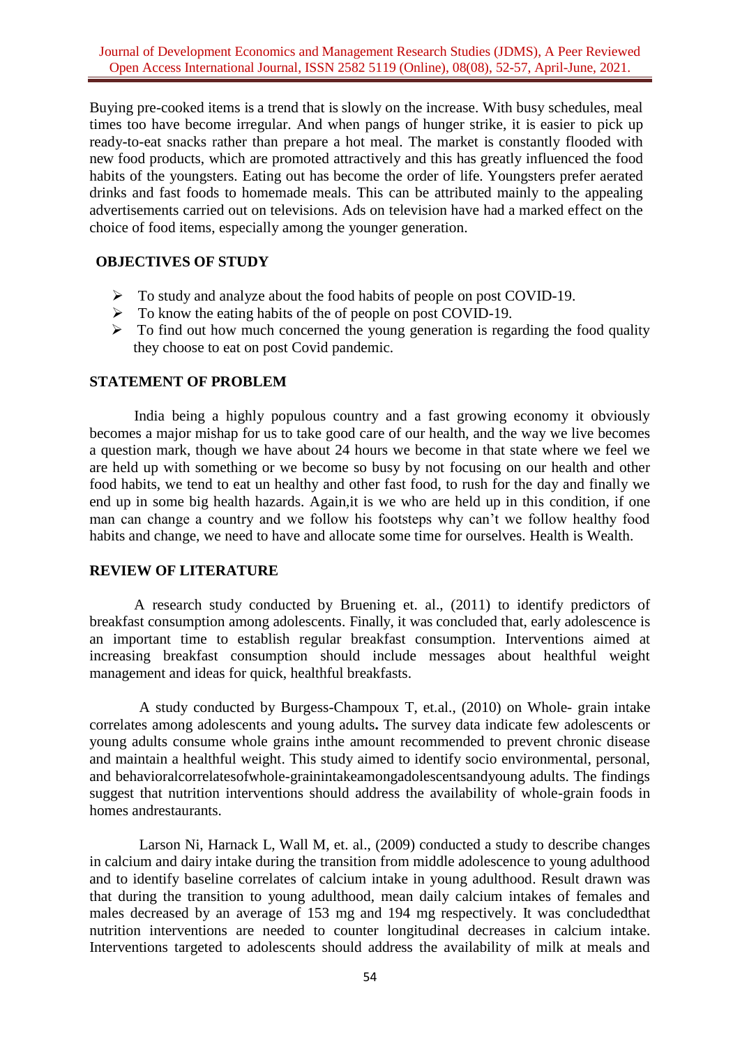Buying pre-cooked items is a trend that is slowly on the increase. With busy schedules, meal times too have become irregular. And when pangs of hunger strike, it is easier to pick up ready-to-eat snacks rather than prepare a hot meal. The market is constantly flooded with new food products, which are promoted attractively and this has greatly influenced the food habits of the youngsters. Eating out has become the order of life. Youngsters prefer aerated drinks and fast foods to homemade meals. This can be attributed mainly to the appealing advertisements carried out on televisions. Ads on television have had a marked effect on the choice of food items, especially among the younger generation.

## OBJECTIVES OF STUDY

- To study and analyze about the food habits of people on post COVID-19.
- To know the eating habits of the of people on post COVID-19.
- To find out how much concerned the young generation is regarding the food quality they choose to eat on post Covid pandemic.

## STATEMENT OF PROBLEM

India being a highly populous country and a fast growing economy it obviously becomes a major mishap for us to take good care of our health, and the way we live becomes a question mark, though we have about 24 hours we become in that state where we feel we are held up with something or we become so busy by not focusing on our health and other food habits, we tend to eat un healthy and other fast food, to rush for the day and finally we end up in some big health hazards. Again,it is we who are held up in this condition, if one man can change a country and we follow his footsteps why can't we follow healthy food habits and change, we need to have and allocate some time for ourselves. Health is Wealth.

## REVIEW OF LITERATURE

A research study conducted by Bruening et. al., (2011) to identify predictors of breakfast consumption among adolescents. Finally, it was concluded that, early adolescence is an important time to establish regular breakfast consumption. Interventions aimed at increasing breakfast consumption should include messages about healthful weight management and ideas for quick, healthful breakfasts.

A study conducted by Burgess-Champoux T, et.al., (2010) on Whole- grain intake correlates among adolescents and young adults**.** The survey data indicate few adolescents or young adults consume whole grains inthe amount recommended to prevent chronic disease and maintain a healthful weight. This study aimed to identify socio environmental, personal, and behavioralcorrelatesofwhole-grainintakeamongadolescentsandyoung adults. The findings suggest that nutrition interventions should address the availability of whole-grain foods in homes andrestaurants.

Larson Ni, Harnack L, Wall M, et. al., (2009) conducted a study to describe changes in calcium and dairy intake during the transition from middle adolescence to young adulthood and to identify baseline correlates of calcium intake in young adulthood. Result drawn was that during the transition to young adulthood, mean daily calcium intakes of females and males decreased by an average of 153 mg and 194 mg respectively. It was concludedthat nutrition interventions are needed to counter longitudinal decreases in calcium intake. Interventions targeted to adolescents should address the availability of milk at meals and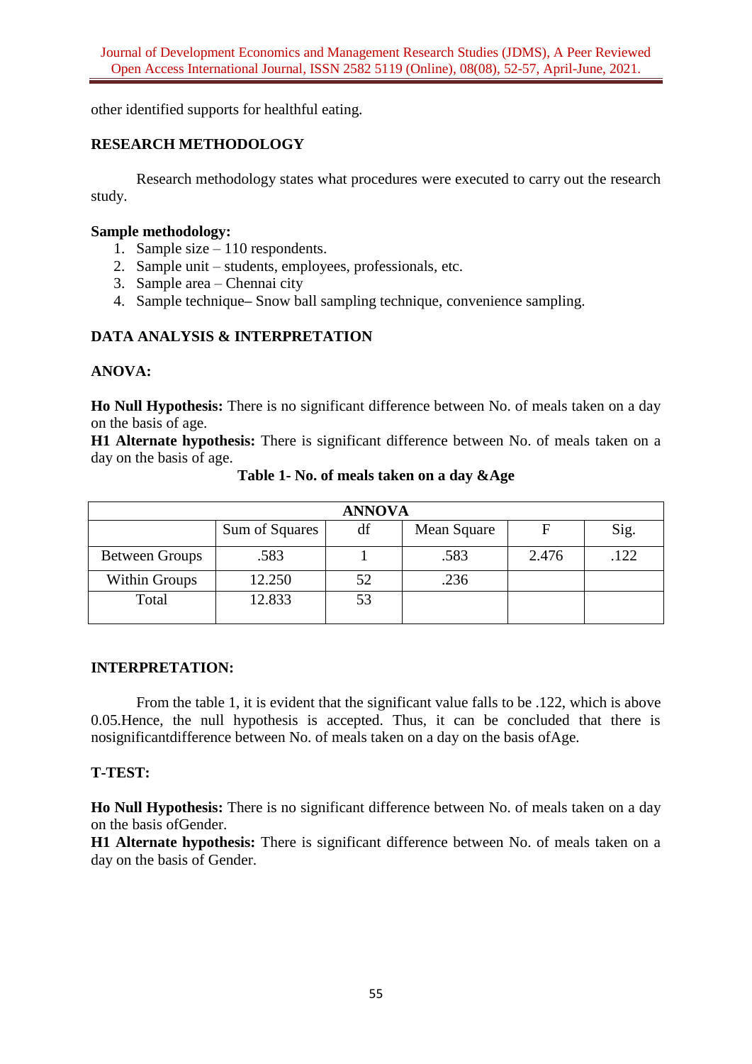other identified supports for healthful eating.

## RESEARCH METHODOLOGY

Research methodology states what procedures were executed to carry out the research study.

**Sample methodology:**

1. Sample size – 110 respondents.
2. Sample unit – students, employees, professionals, etc.
3. Sample area – Chennai city
4. Sample technique– Snow ball sampling technique, convenience sampling.

## DATA ANALYSIS & INTERPRETATION

### ANOVA:

**Ho Null Hypothesis:** There is no significant difference between No. of meals taken on a day on the basis of age.

**H1 Alternate hypothesis:** There is significant difference between No. of meals taken on a day on the basis of age.

**Table 1- No. of meals taken on a day &Age**

| ANNOVA | | | | | |
|---|---|---|---|---|---|
| | Sum of Squares | df | Mean Square | F | Sig. |
| Between Groups | .583 | 1 | .583 | 2.476 | .122 |
| Within Groups | 12.250 | 52 | .236 | | |
| Total | 12.833 | 53 | | | |

### INTERPRETATION:

From the table 1, it is evident that the significant value falls to be .122, which is above 0.05.Hence, the null hypothesis is accepted. Thus, it can be concluded that there is nosignificantdifference between No. of meals taken on a day on the basis ofAge.

### T-TEST:

**Ho Null Hypothesis:** There is no significant difference between No. of meals taken on a day on the basis ofGender.

**H1 Alternate hypothesis:** There is significant difference between No. of meals taken on a day on the basis of Gender.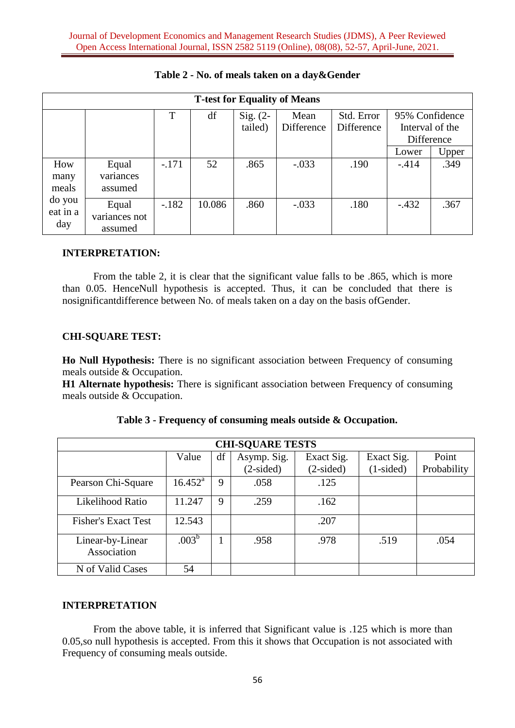**Table 2 - No. of meals taken on a day&Gender**

| T-test for Equality of Means | | | | | | | | |
|---|---|---|---|---|---|---|---|---|
| | | T | df | Sig. (2-tailed) | Mean Difference | Std. Error Difference | 95% Confidence Interval of the Difference | |
| | | | | | | | Lower | Upper |
| How many meals do you eat in a day | Equal variances assumed | -.171 | 52 | .865 | -.033 | .190 | -.414 | .349 |
| | Equal variances not assumed | -.182 | 10.086 | .860 | -.033 | .180 | -.432 | .367 |

**INTERPRETATION:**

From the table 2, it is clear that the significant value falls to be .865, which is more than 0.05. HenceNull hypothesis is accepted. Thus, it can be concluded that there is nosignificantdifference between No. of meals taken on a day on the basis ofGender.

**CHI-SQUARE TEST:**

**Ho Null Hypothesis:** There is no significant association between Frequency of consuming meals outside & Occupation.
**H1 Alternate hypothesis:** There is significant association between Frequency of consuming meals outside & Occupation.

**Table 3 - Frequency of consuming meals outside & Occupation.**

| CHI-SQUARE TESTS | | | | | | |
|---|---|---|---|---|---|---|
| | Value | df | Asymp. Sig. (2-sided) | Exact Sig. (2-sided) | Exact Sig. (1-sided) | Point Probability |
| Pearson Chi-Square | 16.452[a] | 9 | .058 | .125 | | |
| Likelihood Ratio | 11.247 | 9 | .259 | .162 | | |
| Fisher's Exact Test | 12.543 | | | .207 | | |
| Linear-by-Linear Association | .003[b] | 1 | .958 | .978 | .519 | .054 |
| N of Valid Cases | 54 | | | | | |

**INTERPRETATION**

From the above table, it is inferred that Significant value is .125 which is more than 0.05,so null hypothesis is accepted. From this it shows that Occupation is not associated with Frequency of consuming meals outside.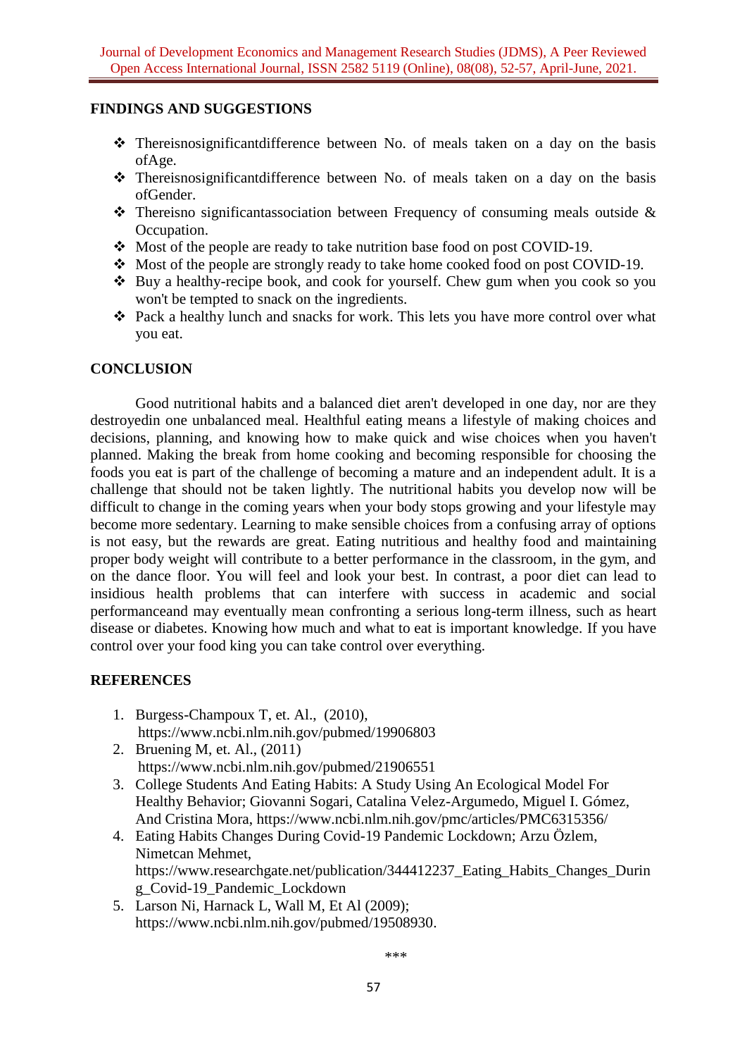## FINDINGS AND SUGGESTIONS

- Thereisnosignificantdifference between No. of meals taken on a day on the basis ofAge.
- Thereisnosignificantdifference between No. of meals taken on a day on the basis ofGender.
- Thereisno significantassociation between Frequency of consuming meals outside & Occupation.
- Most of the people are ready to take nutrition base food on post COVID-19.
- Most of the people are strongly ready to take home cooked food on post COVID-19.
- Buy a healthy-recipe book, and cook for yourself. Chew gum when you cook so you won't be tempted to snack on the ingredients.
- Pack a healthy lunch and snacks for work. This lets you have more control over what you eat.

## CONCLUSION

Good nutritional habits and a balanced diet aren't developed in one day, nor are they destroyedin one unbalanced meal. Healthful eating means a lifestyle of making choices and decisions, planning, and knowing how to make quick and wise choices when you haven't planned. Making the break from home cooking and becoming responsible for choosing the foods you eat is part of the challenge of becoming a mature and an independent adult. It is a challenge that should not be taken lightly. The nutritional habits you develop now will be difficult to change in the coming years when your body stops growing and your lifestyle may become more sedentary. Learning to make sensible choices from a confusing array of options is not easy, but the rewards are great. Eating nutritious and healthy food and maintaining proper body weight will contribute to a better performance in the classroom, in the gym, and on the dance floor. You will feel and look your best. In contrast, a poor diet can lead to insidious health problems that can interfere with success in academic and social performanceand may eventually mean confronting a serious long-term illness, such as heart disease or diabetes. Knowing how much and what to eat is important knowledge. If you have control over your food king you can take control over everything.

## REFERENCES

1. Burgess-Champoux T, et. Al., (2010), https://www.ncbi.nlm.nih.gov/pubmed/19906803
2. Bruening M, et. Al., (2011) https://www.ncbi.nlm.nih.gov/pubmed/21906551
3. College Students And Eating Habits: A Study Using An Ecological Model For Healthy Behavior; Giovanni Sogari, Catalina Velez-Argumedo, Miguel I. Gómez, And Cristina Mora, https://www.ncbi.nlm.nih.gov/pmc/articles/PMC6315356/
4. Eating Habits Changes During Covid-19 Pandemic Lockdown; Arzu Özlem, Nimetcan Mehmet, https://www.researchgate.net/publication/344412237_Eating_Habits_Changes_During_Covid-19_Pandemic_Lockdown
5. Larson Ni, Harnack L, Wall M, Et Al (2009); https://www.ncbi.nlm.nih.gov/pubmed/19508930.

***